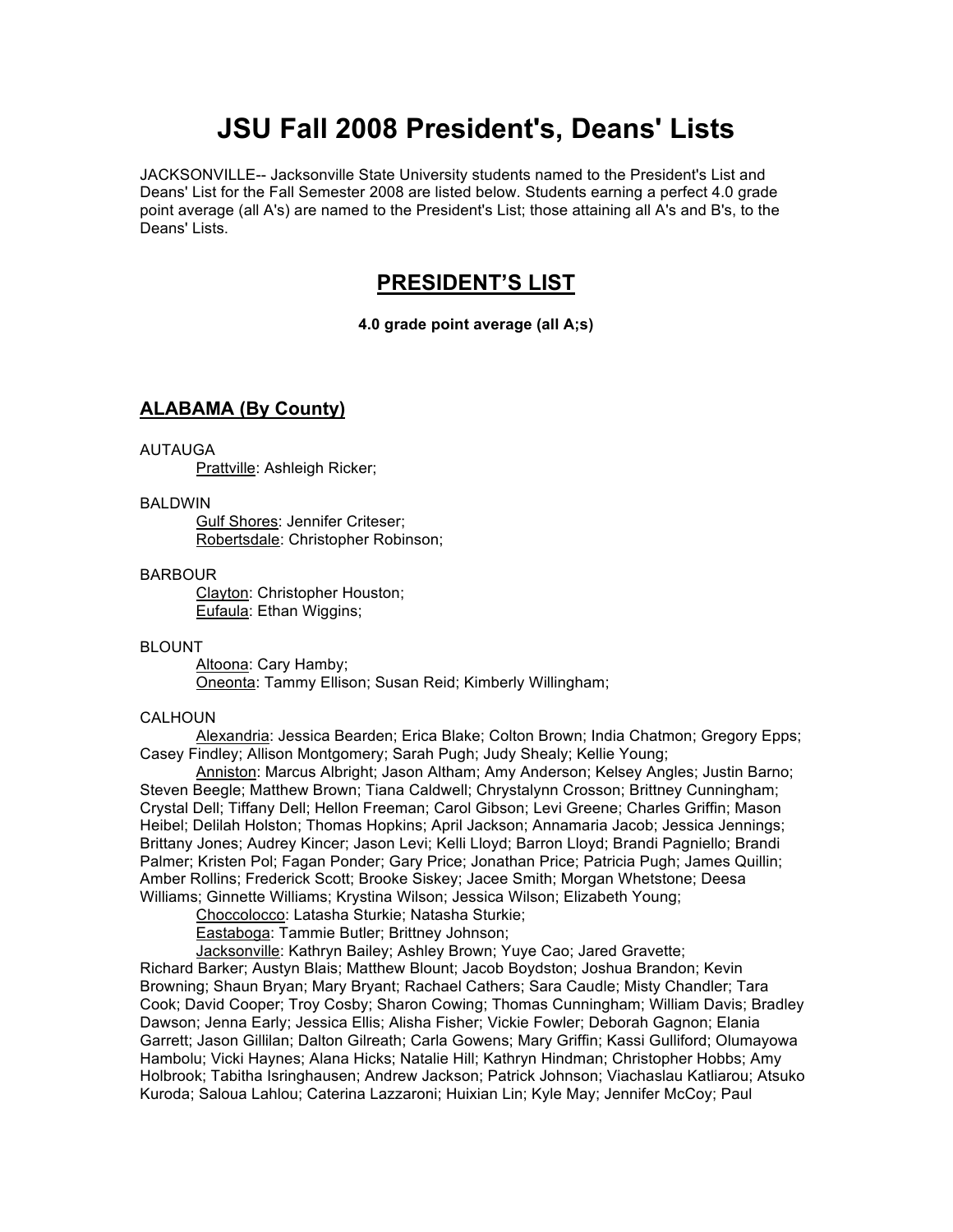# JSU Fall 2008 President's, Deans' Lists

JACKSONVILLE-- Jacksonville State University students named to the President's List and Deans' List for the Fall Semester 2008 are listed below. Students earning a perfect 4.0 grade point average (all A's) are named to the President's List; those attaining all A's and B's, to the Deans' Lists.

## PRESIDENT'S LIST

**4.0 grade point average (all A;s)**

### ALABAMA (By County)

AUTAUGA

Prattville: Ashleigh Ricker;

BALDWIN

Gulf Shores: Jennifer Criteser;
Robertsdale: Christopher Robinson;

BARBOUR

Clayton: Christopher Houston;
Eufaula: Ethan Wiggins;

BLOUNT

Altoona: Cary Hamby;
Oneonta: Tammy Ellison; Susan Reid; Kimberly Willingham;

CALHOUN

Alexandria: Jessica Bearden; Erica Blake; Colton Brown; India Chatmon; Gregory Epps; Casey Findley; Allison Montgomery; Sarah Pugh; Judy Shealy; Kellie Young;

Anniston: Marcus Albright; Jason Altham; Amy Anderson; Kelsey Angles; Justin Barno; Steven Beegle; Matthew Brown; Tiana Caldwell; Chrystalynn Crosson; Brittney Cunningham; Crystal Dell; Tiffany Dell; Hellon Freeman; Carol Gibson; Levi Greene; Charles Griffin; Mason Heibel; Delilah Holston; Thomas Hopkins; April Jackson; Annamaria Jacob; Jessica Jennings; Brittany Jones; Audrey Kincer; Jason Levi; Kelli Lloyd; Barron Lloyd; Brandi Pagniello; Brandi Palmer; Kristen Pol; Fagan Ponder; Gary Price; Jonathan Price; Patricia Pugh; James Quillin; Amber Rollins; Frederick Scott; Brooke Siskey; Jacee Smith; Morgan Whetstone; Deesa Williams; Ginnette Williams; Krystina Wilson; Jessica Wilson; Elizabeth Young;

Choccolocco: Latasha Sturkie; Natasha Sturkie;

Eastaboga: Tammie Butler; Brittney Johnson;

Jacksonville: Kathryn Bailey; Ashley Brown; Yuye Cao; Jared Gravette; Richard Barker; Austyn Blais; Matthew Blount; Jacob Boydston; Joshua Brandon; Kevin Browning; Shaun Bryan; Mary Bryant; Rachael Cathers; Sara Caudle; Misty Chandler; Tara Cook; David Cooper; Troy Cosby; Sharon Cowing; Thomas Cunningham; William Davis; Bradley Dawson; Jenna Early; Jessica Ellis; Alisha Fisher; Vickie Fowler; Deborah Gagnon; Elania Garrett; Jason Gillilan; Dalton Gilreath; Carla Gowens; Mary Griffin; Kassi Gulliford; Olumayowa Hambolu; Vicki Haynes; Alana Hicks; Natalie Hill; Kathryn Hindman; Christopher Hobbs; Amy Holbrook; Tabitha Isringhausen; Andrew Jackson; Patrick Johnson; Viachaslau Katliarou; Atsuko Kuroda; Saloua Lahlou; Caterina Lazzaroni; Huixian Lin; Kyle May; Jennifer McCoy; Paul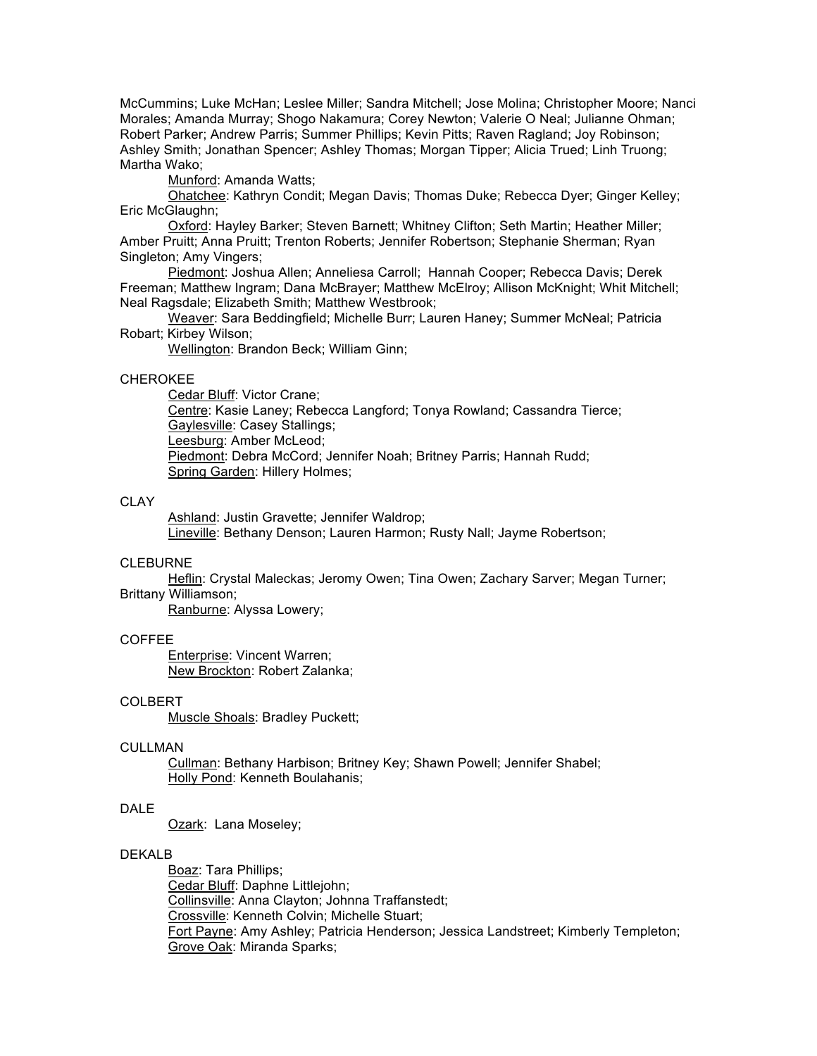McCummins; Luke McHan; Leslee Miller; Sandra Mitchell; Jose Molina; Christopher Moore; Nanci Morales; Amanda Murray; Shogo Nakamura; Corey Newton; Valerie O Neal; Julianne Ohman; Robert Parker; Andrew Parris; Summer Phillips; Kevin Pitts; Raven Ragland; Joy Robinson; Ashley Smith; Jonathan Spencer; Ashley Thomas; Morgan Tipper; Alicia Trued; Linh Truong; Martha Wako;

Munford: Amanda Watts;

Ohatchee: Kathryn Condit; Megan Davis; Thomas Duke; Rebecca Dyer; Ginger Kelley; Eric McGlaughn;

Oxford: Hayley Barker; Steven Barnett; Whitney Clifton; Seth Martin; Heather Miller; Amber Pruitt; Anna Pruitt; Trenton Roberts; Jennifer Robertson; Stephanie Sherman; Ryan Singleton; Amy Vingers;

Piedmont: Joshua Allen; Anneliesa Carroll; Hannah Cooper; Rebecca Davis; Derek Freeman; Matthew Ingram; Dana McBrayer; Matthew McElroy; Allison McKnight; Whit Mitchell; Neal Ragsdale; Elizabeth Smith; Matthew Westbrook;

Weaver: Sara Beddingfield; Michelle Burr; Lauren Haney; Summer McNeal; Patricia Robart; Kirbey Wilson;

Wellington: Brandon Beck; William Ginn;

CHEROKEE

Cedar Bluff: Victor Crane;

Centre: Kasie Laney; Rebecca Langford; Tonya Rowland; Cassandra Tierce;

Gaylesville: Casey Stallings;

Leesburg: Amber McLeod;

Piedmont: Debra McCord; Jennifer Noah; Britney Parris; Hannah Rudd;

Spring Garden: Hillery Holmes;

CLAY

Ashland: Justin Gravette; Jennifer Waldrop;

Lineville: Bethany Denson; Lauren Harmon; Rusty Nall; Jayme Robertson;

CLEBURNE

Heflin: Crystal Maleckas; Jeromy Owen; Tina Owen; Zachary Sarver; Megan Turner; Brittany Williamson;

Ranburne: Alyssa Lowery;

COFFEE

Enterprise: Vincent Warren;

New Brockton: Robert Zalanka;

COLBERT

Muscle Shoals: Bradley Puckett;

CULLMAN

Cullman: Bethany Harbison; Britney Key; Shawn Powell; Jennifer Shabel;

Holly Pond: Kenneth Boulahanis;

DALE

Ozark: Lana Moseley;

DEKALB

Boaz: Tara Phillips;

Cedar Bluff: Daphne Littlejohn;

Collinsville: Anna Clayton; Johnna Traffanstedt;

Crossville: Kenneth Colvin; Michelle Stuart;

Fort Payne: Amy Ashley; Patricia Henderson; Jessica Landstreet; Kimberly Templeton;

Grove Oak: Miranda Sparks;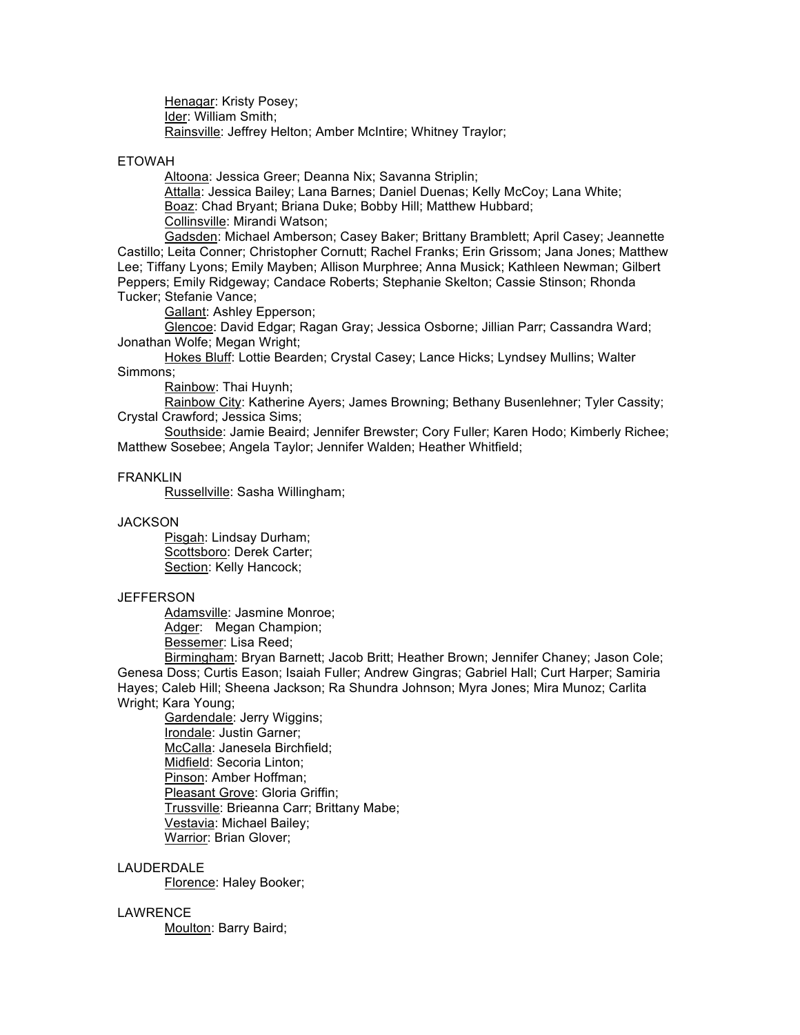Henagar: Kristy Posey;
Ider: William Smith;
Rainsville: Jeffrey Helton; Amber McIntire; Whitney Traylor;

ETOWAH

Altoona: Jessica Greer; Deanna Nix; Savanna Striplin;
Attalla: Jessica Bailey; Lana Barnes; Daniel Duenas; Kelly McCoy; Lana White;
Boaz: Chad Bryant; Briana Duke; Bobby Hill; Matthew Hubbard;
Collinsville: Mirandi Watson;
Gadsden: Michael Amberson; Casey Baker; Brittany Bramblett; April Casey; Jeannette Castillo; Leita Conner; Christopher Cornutt; Rachel Franks; Erin Grissom; Jana Jones; Matthew Lee; Tiffany Lyons; Emily Mayben; Allison Murphree; Anna Musick; Kathleen Newman; Gilbert Peppers; Emily Ridgeway; Candace Roberts; Stephanie Skelton; Cassie Stinson; Rhonda Tucker; Stefanie Vance;
Gallant: Ashley Epperson;
Glencoe: David Edgar; Ragan Gray; Jessica Osborne; Jillian Parr; Cassandra Ward; Jonathan Wolfe; Megan Wright;
Hokes Bluff: Lottie Bearden; Crystal Casey; Lance Hicks; Lyndsey Mullins; Walter Simmons;
Rainbow: Thai Huynh;
Rainbow City: Katherine Ayers; James Browning; Bethany Busenlehner; Tyler Cassity; Crystal Crawford; Jessica Sims;
Southside: Jamie Beaird; Jennifer Brewster; Cory Fuller; Karen Hodo; Kimberly Richee; Matthew Sosebee; Angela Taylor; Jennifer Walden; Heather Whitfield;

FRANKLIN

Russellville: Sasha Willingham;

JACKSON

Pisgah: Lindsay Durham;
Scottsboro: Derek Carter;
Section: Kelly Hancock;

JEFFERSON

Adamsville: Jasmine Monroe;
Adger: Megan Champion;
Bessemer: Lisa Reed;
Birmingham: Bryan Barnett; Jacob Britt; Heather Brown; Jennifer Chaney; Jason Cole; Genesa Doss; Curtis Eason; Isaiah Fuller; Andrew Gingras; Gabriel Hall; Curt Harper; Samiria Hayes; Caleb Hill; Sheena Jackson; Ra Shundra Johnson; Myra Jones; Mira Munoz; Carlita Wright; Kara Young;
Gardendale: Jerry Wiggins;
Irondale: Justin Garner;
McCalla: Janesela Birchfield;
Midfield: Secoria Linton;
Pinson: Amber Hoffman;
Pleasant Grove: Gloria Griffin;
Trussville: Brieanna Carr; Brittany Mabe;
Vestavia: Michael Bailey;
Warrior: Brian Glover;

LAUDERDALE

Florence: Haley Booker;

LAWRENCE

Moulton: Barry Baird;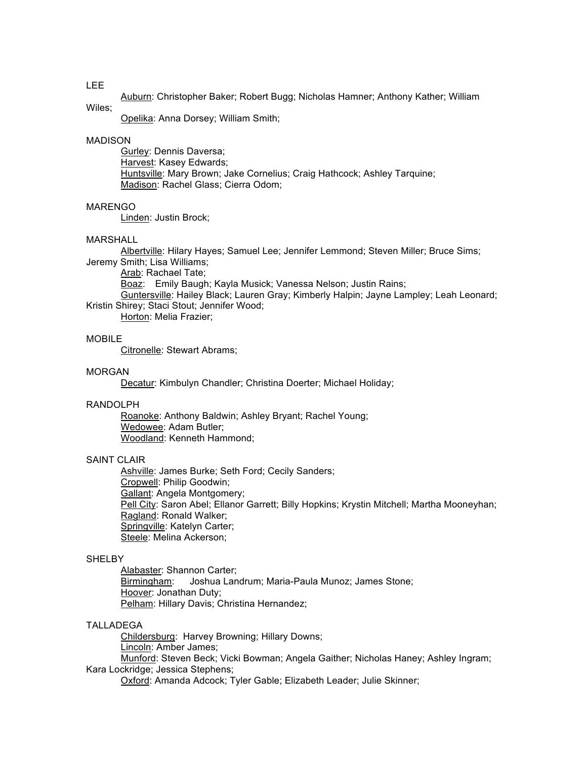LEE

<u>Auburn</u>: Christopher Baker; Robert Bugg; Nicholas Hamner; Anthony Kather; William Wiles;

<u>Opelika</u>: Anna Dorsey; William Smith;

MADISON

<u>Gurley</u>: Dennis Daversa;

<u>Harvest</u>: Kasey Edwards;

<u>Huntsville</u>: Mary Brown; Jake Cornelius; Craig Hathcock; Ashley Tarquine;

<u>Madison</u>: Rachel Glass; Cierra Odom;

MARENGO

<u>Linden</u>: Justin Brock;

MARSHALL

<u>Albertville</u>: Hilary Hayes; Samuel Lee; Jennifer Lemmond; Steven Miller; Bruce Sims; Jeremy Smith; Lisa Williams;

<u>Arab</u>: Rachael Tate;

<u>Boaz</u>: Emily Baugh; Kayla Musick; Vanessa Nelson; Justin Rains;

<u>Guntersville</u>: Hailey Black; Lauren Gray; Kimberly Halpin; Jayne Lampley; Leah Leonard; Kristin Shirey; Staci Stout; Jennifer Wood;

<u>Horton</u>: Melia Frazier;

MOBILE

<u>Citronelle</u>: Stewart Abrams;

MORGAN

<u>Decatur</u>: Kimbulyn Chandler; Christina Doerter; Michael Holiday;

RANDOLPH

<u>Roanoke</u>: Anthony Baldwin; Ashley Bryant; Rachel Young;

<u>Wedowee</u>: Adam Butler;

<u>Woodland</u>: Kenneth Hammond;

SAINT CLAIR

<u>Ashville</u>: James Burke; Seth Ford; Cecily Sanders;

<u>Cropwell</u>: Philip Goodwin;

<u>Gallant</u>: Angela Montgomery;

<u>Pell City</u>: Saron Abel; Ellanor Garrett; Billy Hopkins; Krystin Mitchell; Martha Mooneyhan;

<u>Ragland</u>: Ronald Walker;

<u>Springville</u>: Katelyn Carter;

<u>Steele</u>: Melina Ackerson;

SHELBY

<u>Alabaster</u>: Shannon Carter;

<u>Birmingham</u>: Joshua Landrum; Maria-Paula Munoz; James Stone;

<u>Hoover</u>: Jonathan Duty;

<u>Pelham</u>: Hillary Davis; Christina Hernandez;

TALLADEGA

<u>Childersburg</u>: Harvey Browning; Hillary Downs;

<u>Lincoln</u>: Amber James;

<u>Munford</u>: Steven Beck; Vicki Bowman; Angela Gaither; Nicholas Haney; Ashley Ingram; Kara Lockridge; Jessica Stephens;

<u>Oxford</u>: Amanda Adcock; Tyler Gable; Elizabeth Leader; Julie Skinner;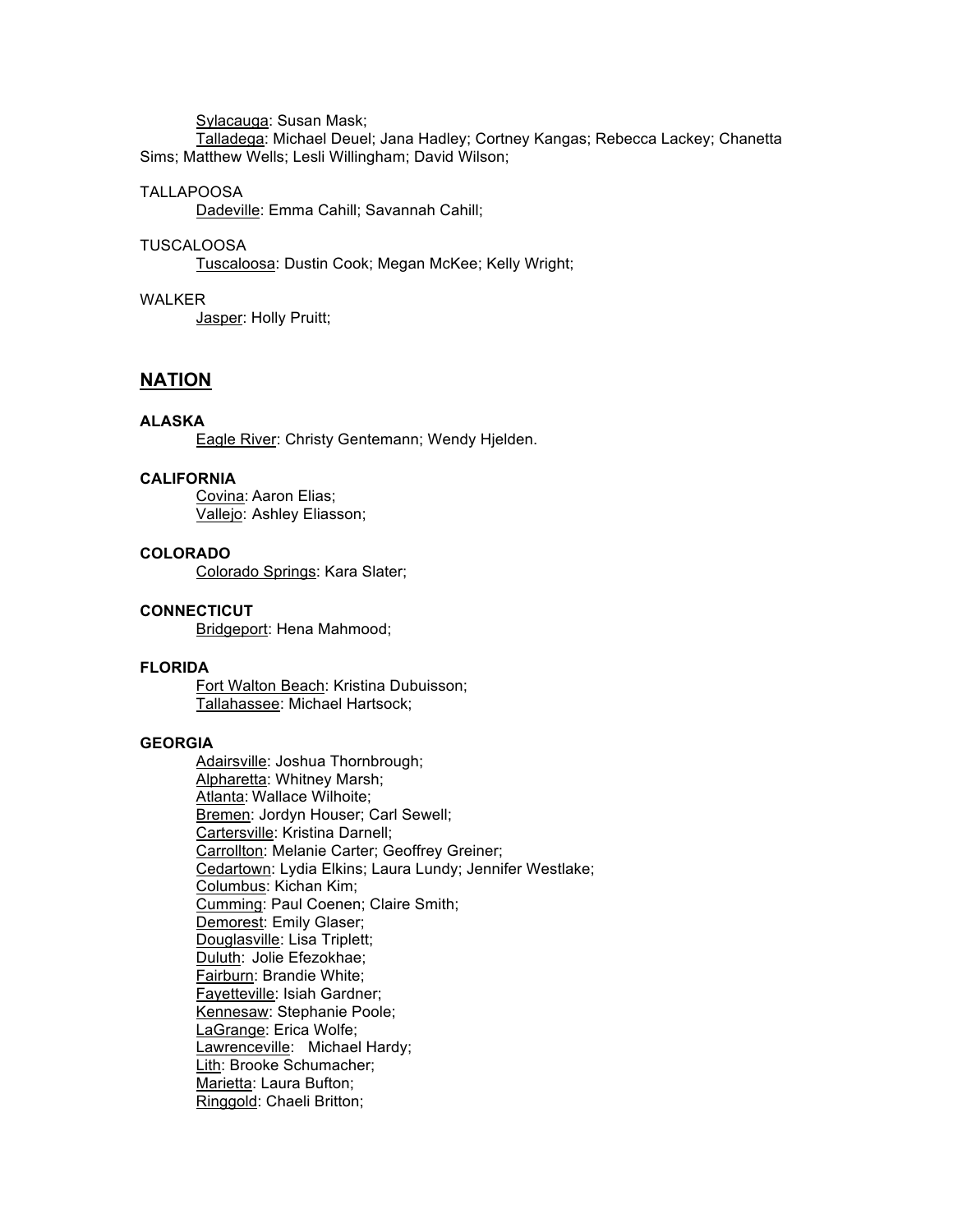<u>Sylacauga</u>: Susan Mask;

<u>Talladega</u>: Michael Deuel; Jana Hadley; Cortney Kangas; Rebecca Lackey; Chanetta Sims; Matthew Wells; Lesli Willingham; David Wilson;

TALLAPOOSA

<u>Dadeville</u>: Emma Cahill; Savannah Cahill;

TUSCALOOSA

<u>Tuscaloosa</u>: Dustin Cook; Megan McKee; Kelly Wright;

WALKER

<u>Jasper</u>: Holly Pruitt;

## NATION

**ALASKA**

<u>Eagle River</u>: Christy Gentemann; Wendy Hjelden.

**CALIFORNIA**

<u>Covina</u>: Aaron Elias;
<u>Vallejo</u>: Ashley Eliasson;

**COLORADO**

<u>Colorado Springs</u>: Kara Slater;

**CONNECTICUT**

<u>Bridgeport</u>: Hena Mahmood;

**FLORIDA**

<u>Fort Walton Beach</u>: Kristina Dubuisson;
<u>Tallahassee</u>: Michael Hartsock;

**GEORGIA**

<u>Adairsville</u>: Joshua Thornbrough;
<u>Alpharetta</u>: Whitney Marsh;
<u>Atlanta</u>: Wallace Wilhoite;
<u>Bremen</u>: Jordyn Houser; Carl Sewell;
<u>Cartersville</u>: Kristina Darnell;
<u>Carrollton</u>: Melanie Carter; Geoffrey Greiner;
<u>Cedartown</u>: Lydia Elkins; Laura Lundy; Jennifer Westlake;
<u>Columbus</u>: Kichan Kim;
<u>Cumming</u>: Paul Coenen; Claire Smith;
<u>Demorest</u>: Emily Glaser;
<u>Douglasville</u>: Lisa Triplett;
<u>Duluth</u>: Jolie Efezokhae;
<u>Fairburn</u>: Brandie White;
<u>Fayetteville</u>: Isiah Gardner;
<u>Kennesaw</u>: Stephanie Poole;
<u>LaGrange</u>: Erica Wolfe;
<u>Lawrenceville</u>: Michael Hardy;
<u>Lith</u>: Brooke Schumacher;
<u>Marietta</u>: Laura Bufton;
<u>Ringgold</u>: Chaeli Britton;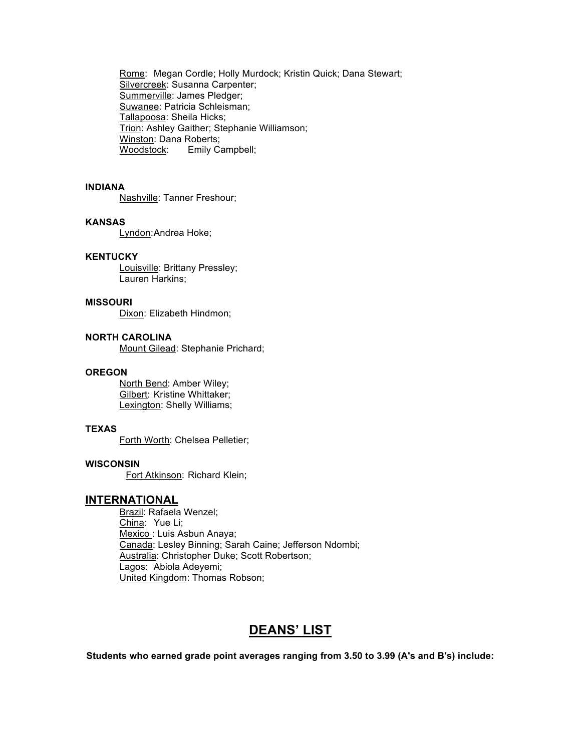Rome: Megan Cordle; Holly Murdock; Kristin Quick; Dana Stewart;
Silvercreek: Susanna Carpenter;
Summerville: James Pledger;
Suwanee: Patricia Schleisman;
Tallapoosa: Sheila Hicks;
Trion: Ashley Gaither; Stephanie Williamson;
Winston: Dana Roberts;
Woodstock: Emily Campbell;

**INDIANA**
Nashville: Tanner Freshour;

**KANSAS**
Lyndon: Andrea Hoke;

**KENTUCKY**
Louisville: Brittany Pressley;
Lauren Harkins;

**MISSOURI**
Dixon: Elizabeth Hindmon;

**NORTH CAROLINA**
Mount Gilead: Stephanie Prichard;

**OREGON**
North Bend: Amber Wiley;
Gilbert: Kristine Whittaker;
Lexington: Shelly Williams;

**TEXAS**
Forth Worth: Chelsea Pelletier;

**WISCONSIN**
Fort Atkinson: Richard Klein;

## INTERNATIONAL

Brazil: Rafaela Wenzel;
China: Yue Li;
Mexico : Luis Asbun Anaya;
Canada: Lesley Binning; Sarah Caine; Jefferson Ndombi;
Australia: Christopher Duke; Scott Robertson;
Lagos: Abiola Adeyemi;
United Kingdom: Thomas Robson;

# DEANS' LIST

**Students who earned grade point averages ranging from 3.50 to 3.99 (A's and B's) include:**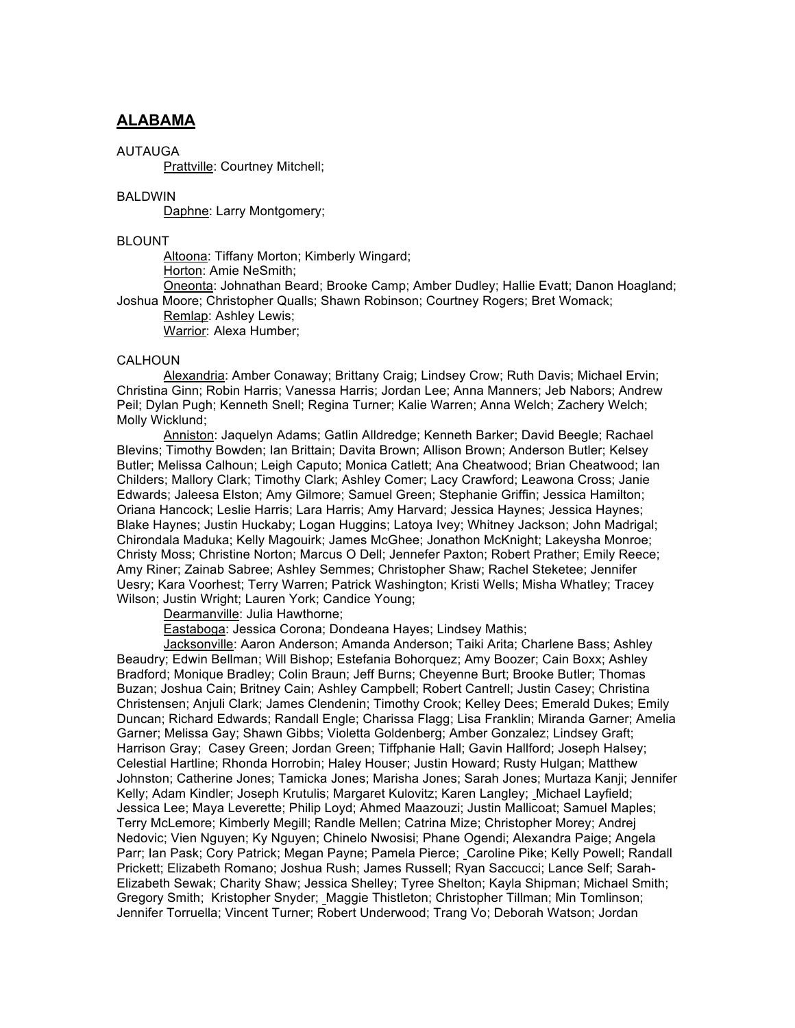## ALABAMA

AUTAUGA

<u>Prattville</u>: Courtney Mitchell;

BALDWIN

<u>Daphne</u>: Larry Montgomery;

BLOUNT

<u>Altoona</u>: Tiffany Morton; Kimberly Wingard;

<u>Horton</u>: Amie NeSmith;

<u>Oneonta</u>: Johnathan Beard; Brooke Camp; Amber Dudley; Hallie Evatt; Danon Hoagland; Joshua Moore; Christopher Qualls; Shawn Robinson; Courtney Rogers; Bret Womack;

<u>Remlap</u>: Ashley Lewis;

<u>Warrior</u>: Alexa Humber;

CALHOUN

<u>Alexandria</u>: Amber Conaway; Brittany Craig; Lindsey Crow; Ruth Davis; Michael Ervin; Christina Ginn; Robin Harris; Vanessa Harris; Jordan Lee; Anna Manners; Jeb Nabors; Andrew Peil; Dylan Pugh; Kenneth Snell; Regina Turner; Kalie Warren; Anna Welch; Zachery Welch; Molly Wicklund;

<u>Anniston</u>: Jaquelyn Adams; Gatlin Alldredge; Kenneth Barker; David Beegle; Rachael Blevins; Timothy Bowden; Ian Brittain; Davita Brown; Allison Brown; Anderson Butler; Kelsey Butler; Melissa Calhoun; Leigh Caputo; Monica Catlett; Ana Cheatwood; Brian Cheatwood; Ian Childers; Mallory Clark; Timothy Clark; Ashley Comer; Lacy Crawford; Leawona Cross; Janie Edwards; Jaleesa Elston; Amy Gilmore; Samuel Green; Stephanie Griffin; Jessica Hamilton; Oriana Hancock; Leslie Harris; Lara Harris; Amy Harvard; Jessica Haynes; Jessica Haynes; Blake Haynes; Justin Huckaby; Logan Huggins; Latoya Ivey; Whitney Jackson; John Madrigal; Chirondala Maduka; Kelly Magouirk; James McGhee; Jonathon McKnight; Lakeysha Monroe; Christy Moss; Christine Norton; Marcus O Dell; Jennefer Paxton; Robert Prather; Emily Reece; Amy Riner; Zainab Sabree; Ashley Semmes; Christopher Shaw; Rachel Steketee; Jennifer Uesry; Kara Voorhest; Terry Warren; Patrick Washington; Kristi Wells; Misha Whatley; Tracey Wilson; Justin Wright; Lauren York; Candice Young;

<u>Dearmanville</u>: Julia Hawthorne;

<u>Eastaboga</u>: Jessica Corona; Dondeana Hayes; Lindsey Mathis;

<u>Jacksonville</u>: Aaron Anderson; Amanda Anderson; Taiki Arita; Charlene Bass; Ashley Beaudry; Edwin Bellman; Will Bishop; Estefania Bohorquez; Amy Boozer; Cain Boxx; Ashley Bradford; Monique Bradley; Colin Braun; Jeff Burns; Cheyenne Burt; Brooke Butler; Thomas Buzan; Joshua Cain; Britney Cain; Ashley Campbell; Robert Cantrell; Justin Casey; Christina Christensen; Anjuli Clark; James Clendenin; Timothy Crook; Kelley Dees; Emerald Dukes; Emily Duncan; Richard Edwards; Randall Engle; Charissa Flagg; Lisa Franklin; Miranda Garner; Amelia Garner; Melissa Gay; Shawn Gibbs; Violetta Goldenberg; Amber Gonzalez; Lindsey Graft; Harrison Gray; Casey Green; Jordan Green; Tiffphanie Hall; Gavin Hallford; Joseph Halsey; Celestial Hartline; Rhonda Horrobin; Haley Houser; Justin Howard; Rusty Hulgan; Matthew Johnston; Catherine Jones; Tamicka Jones; Marisha Jones; Sarah Jones; Murtaza Kanji; Jennifer Kelly; Adam Kindler; Joseph Krutulis; Margaret Kulovitz; Karen Langley; Michael Layfield; Jessica Lee; Maya Leverette; Philip Loyd; Ahmed Maazouzi; Justin Mallicoat; Samuel Maples; Terry McLemore; Kimberly Megill; Randle Mellen; Catrina Mize; Christopher Morey; Andrej Nedovic; Vien Nguyen; Ky Nguyen; Chinelo Nwosisi; Phane Ogendi; Alexandra Paige; Angela Parr; Ian Pask; Cory Patrick; Megan Payne; Pamela Pierce; Caroline Pike; Kelly Powell; Randall Prickett; Elizabeth Romano; Joshua Rush; James Russell; Ryan Saccucci; Lance Self; Sarah-Elizabeth Sewak; Charity Shaw; Jessica Shelley; Tyree Shelton; Kayla Shipman; Michael Smith; Gregory Smith; Kristopher Snyder; Maggie Thistleton; Christopher Tillman; Min Tomlinson; Jennifer Torruella; Vincent Turner; Robert Underwood; Trang Vo; Deborah Watson; Jordan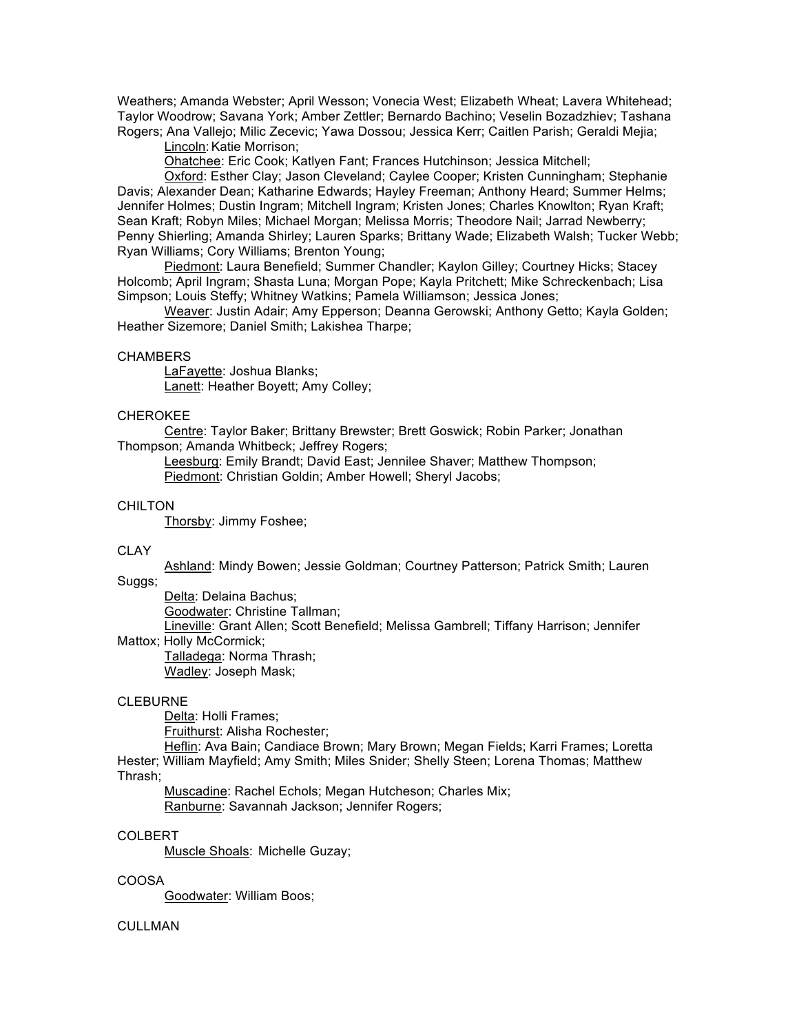Weathers; Amanda Webster; April Wesson; Vonecia West; Elizabeth Wheat; Lavera Whitehead; Taylor Woodrow; Savana York; Amber Zettler; Bernardo Bachino; Veselin Bozadzhiev; Tashana Rogers; Ana Vallejo; Milic Zecevic; Yawa Dossou; Jessica Kerr; Caitlen Parish; Geraldi Mejia;

Lincoln: Katie Morrison;

Ohatchee: Eric Cook; Katlyen Fant; Frances Hutchinson; Jessica Mitchell;

Oxford: Esther Clay; Jason Cleveland; Caylee Cooper; Kristen Cunningham; Stephanie Davis; Alexander Dean; Katharine Edwards; Hayley Freeman; Anthony Heard; Summer Helms; Jennifer Holmes; Dustin Ingram; Mitchell Ingram; Kristen Jones; Charles Knowlton; Ryan Kraft; Sean Kraft; Robyn Miles; Michael Morgan; Melissa Morris; Theodore Nail; Jarrad Newberry; Penny Shierling; Amanda Shirley; Lauren Sparks; Brittany Wade; Elizabeth Walsh; Tucker Webb; Ryan Williams; Cory Williams; Brenton Young;

Piedmont: Laura Benefield; Summer Chandler; Kaylon Gilley; Courtney Hicks; Stacey Holcomb; April Ingram; Shasta Luna; Morgan Pope; Kayla Pritchett; Mike Schreckenbach; Lisa Simpson; Louis Steffy; Whitney Watkins; Pamela Williamson; Jessica Jones;

Weaver: Justin Adair; Amy Epperson; Deanna Gerowski; Anthony Getto; Kayla Golden; Heather Sizemore; Daniel Smith; Lakishea Tharpe;

CHAMBERS

LaFayette: Joshua Blanks;

Lanett: Heather Boyett; Amy Colley;

CHEROKEE

Centre: Taylor Baker; Brittany Brewster; Brett Goswick; Robin Parker; Jonathan Thompson; Amanda Whitbeck; Jeffrey Rogers;

Leesburg: Emily Brandt; David East; Jennilee Shaver; Matthew Thompson;

Piedmont: Christian Goldin; Amber Howell; Sheryl Jacobs;

CHILTON

Thorsby: Jimmy Foshee;

CLAY

Ashland: Mindy Bowen; Jessie Goldman; Courtney Patterson; Patrick Smith; Lauren Suggs;

Delta: Delaina Bachus;

Goodwater: Christine Tallman;

Lineville: Grant Allen; Scott Benefield; Melissa Gambrell; Tiffany Harrison; Jennifer Mattox; Holly McCormick;

Talladega: Norma Thrash;

Wadley: Joseph Mask;

CLEBURNE

Delta: Holli Frames;

Fruithurst: Alisha Rochester;

Heflin: Ava Bain; Candiace Brown; Mary Brown; Megan Fields; Karri Frames; Loretta Hester; William Mayfield; Amy Smith; Miles Snider; Shelly Steen; Lorena Thomas; Matthew Thrash;

Muscadine: Rachel Echols; Megan Hutcheson; Charles Mix;

Ranburne: Savannah Jackson; Jennifer Rogers;

COLBERT

Muscle Shoals: Michelle Guzay;

COOSA

Goodwater: William Boos;

CULLMAN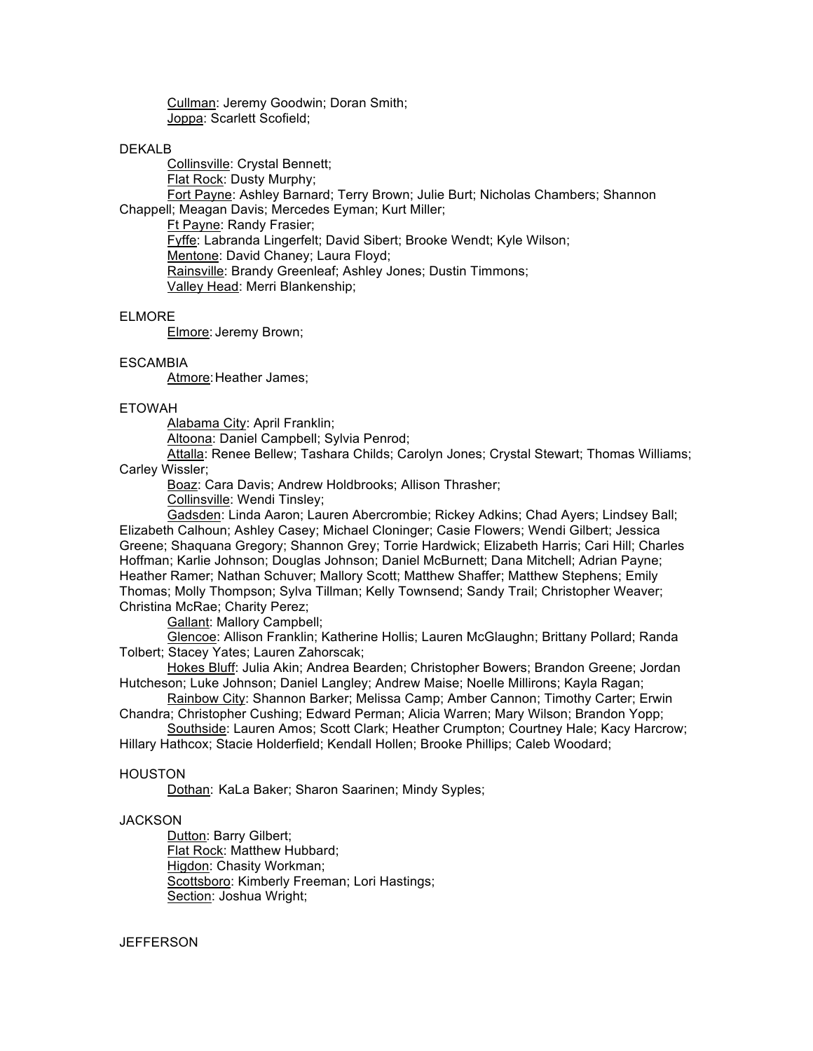<u>Cullman</u>: Jeremy Goodwin; Doran Smith;
<u>Joppa</u>: Scarlett Scofield;

DEKALB

<u>Collinsville</u>: Crystal Bennett;
<u>Flat Rock</u>: Dusty Murphy;
<u>Fort Payne</u>: Ashley Barnard; Terry Brown; Julie Burt; Nicholas Chambers; Shannon Chappell; Meagan Davis; Mercedes Eyman; Kurt Miller;
<u>Ft Payne</u>: Randy Frasier;
<u>Fyffe</u>: Labranda Lingerfelt; David Sibert; Brooke Wendt; Kyle Wilson;
<u>Mentone</u>: David Chaney; Laura Floyd;
<u>Rainsville</u>: Brandy Greenleaf; Ashley Jones; Dustin Timmons;
<u>Valley Head</u>: Merri Blankenship;

ELMORE

<u>Elmore</u>: Jeremy Brown;

ESCAMBIA

<u>Atmore</u>: Heather James;

ETOWAH

<u>Alabama City</u>: April Franklin;
<u>Altoona</u>: Daniel Campbell; Sylvia Penrod;
<u>Attalla</u>: Renee Bellew; Tashara Childs; Carolyn Jones; Crystal Stewart; Thomas Williams; Carley Wissler;
<u>Boaz</u>: Cara Davis; Andrew Holdbrooks; Allison Thrasher;
<u>Collinsville</u>: Wendi Tinsley;
<u>Gadsden</u>: Linda Aaron; Lauren Abercrombie; Rickey Adkins; Chad Ayers; Lindsey Ball; Elizabeth Calhoun; Ashley Casey; Michael Cloninger; Casie Flowers; Wendi Gilbert; Jessica Greene; Shaquana Gregory; Shannon Grey; Torrie Hardwick; Elizabeth Harris; Cari Hill; Charles Hoffman; Karlie Johnson; Douglas Johnson; Daniel McBurnett; Dana Mitchell; Adrian Payne; Heather Ramer; Nathan Schuver; Mallory Scott; Matthew Shaffer; Matthew Stephens; Emily Thomas; Molly Thompson; Sylva Tillman; Kelly Townsend; Sandy Trail; Christopher Weaver; Christina McRae; Charity Perez;
<u>Gallant</u>: Mallory Campbell;
<u>Glencoe</u>: Allison Franklin; Katherine Hollis; Lauren McGlaughn; Brittany Pollard; Randa Tolbert; Stacey Yates; Lauren Zahorscak;
<u>Hokes Bluff</u>: Julia Akin; Andrea Bearden; Christopher Bowers; Brandon Greene; Jordan Hutcheson; Luke Johnson; Daniel Langley; Andrew Maise; Noelle Millirons; Kayla Ragan;
<u>Rainbow City</u>: Shannon Barker; Melissa Camp; Amber Cannon; Timothy Carter; Erwin Chandra; Christopher Cushing; Edward Perman; Alicia Warren; Mary Wilson; Brandon Yopp;
<u>Southside</u>: Lauren Amos; Scott Clark; Heather Crumpton; Courtney Hale; Kacy Harcrow; Hillary Hathcox; Stacie Holderfield; Kendall Hollen; Brooke Phillips; Caleb Woodard;

HOUSTON

<u>Dothan</u>: KaLa Baker; Sharon Saarinen; Mindy Syples;

JACKSON

<u>Dutton</u>: Barry Gilbert;
<u>Flat Rock</u>: Matthew Hubbard;
<u>Higdon</u>: Chasity Workman;
<u>Scottsboro</u>: Kimberly Freeman; Lori Hastings;
<u>Section</u>: Joshua Wright;

JEFFERSON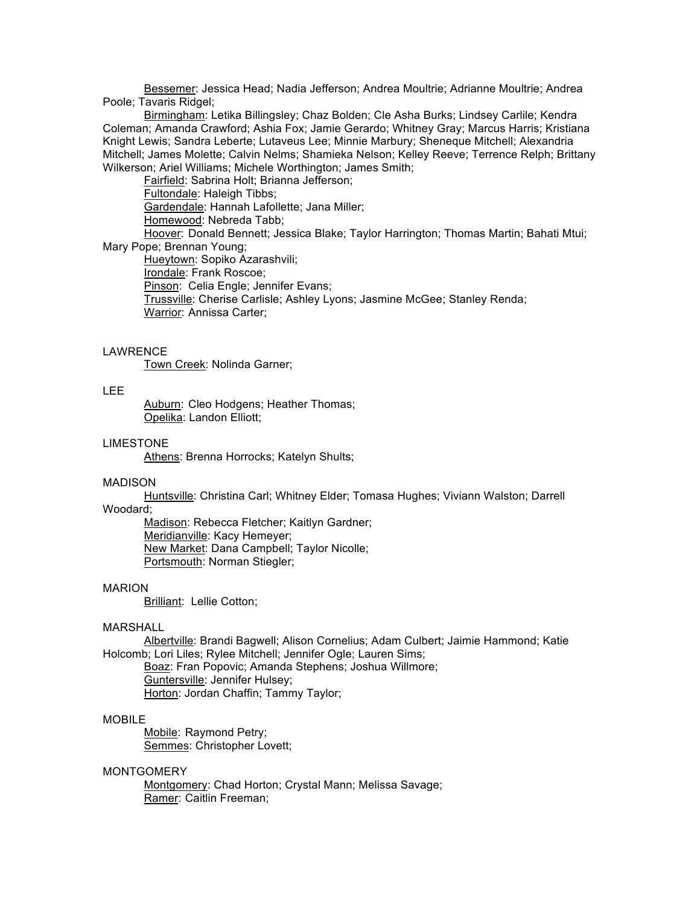Bessemer: Jessica Head; Nadia Jefferson; Andrea Moultrie; Adrianne Moultrie; Andrea Poole; Tavaris Ridgel;

Birmingham: Letika Billingsley; Chaz Bolden; Cle Asha Burks; Lindsey Carlile; Kendra Coleman; Amanda Crawford; Ashia Fox; Jamie Gerardo; Whitney Gray; Marcus Harris; Kristiana Knight Lewis; Sandra Leberte; Lutaveus Lee; Minnie Marbury; Sheneque Mitchell; Alexandria Mitchell; James Molette; Calvin Nelms; Shamieka Nelson; Kelley Reeve; Terrence Relph; Brittany Wilkerson; Ariel Williams; Michele Worthington; James Smith;

Fairfield: Sabrina Holt; Brianna Jefferson;

Fultondale: Haleigh Tibbs;

Gardendale: Hannah Lafollette; Jana Miller;

Homewood: Nebreda Tabb;

Hoover: Donald Bennett; Jessica Blake; Taylor Harrington; Thomas Martin; Bahati Mtui; Mary Pope; Brennan Young;

Hueytown: Sopiko Azarashvili;

Irondale: Frank Roscoe;

Pinson: Celia Engle; Jennifer Evans;

Trussville: Cherise Carlisle; Ashley Lyons; Jasmine McGee; Stanley Renda;

Warrior: Annissa Carter;

LAWRENCE

Town Creek: Nolinda Garner;

LEE

Auburn: Cleo Hodgens; Heather Thomas;

Opelika: Landon Elliott;

LIMESTONE

Athens: Brenna Horrocks; Katelyn Shults;

MADISON

Huntsville: Christina Carl; Whitney Elder; Tomasa Hughes; Viviann Walston; Darrell Woodard;

Madison: Rebecca Fletcher; Kaitlyn Gardner;

Meridianville: Kacy Hemeyer;

New Market: Dana Campbell; Taylor Nicolle;

Portsmouth: Norman Stiegler;

MARION

Brilliant: Lellie Cotton;

MARSHALL

Albertville: Brandi Bagwell; Alison Cornelius; Adam Culbert; Jaimie Hammond; Katie Holcomb; Lori Liles; Rylee Mitchell; Jennifer Ogle; Lauren Sims;

Boaz: Fran Popovic; Amanda Stephens; Joshua Willmore;

Guntersville: Jennifer Hulsey;

Horton: Jordan Chaffin; Tammy Taylor;

MOBILE

Mobile: Raymond Petry;

Semmes: Christopher Lovett;

MONTGOMERY

Montgomery: Chad Horton; Crystal Mann; Melissa Savage;

Ramer: Caitlin Freeman;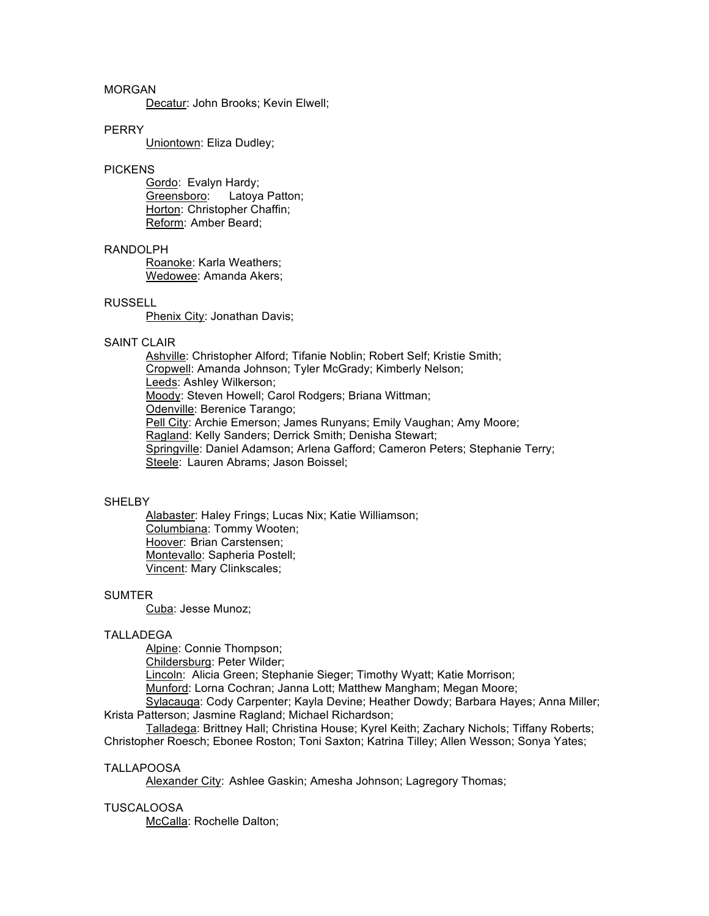MORGAN

<u>Decatur</u>: John Brooks; Kevin Elwell;

PERRY

<u>Uniontown</u>: Eliza Dudley;

PICKENS

<u>Gordo</u>: Evalyn Hardy;
<u>Greensboro</u>: Latoya Patton;
<u>Horton</u>: Christopher Chaffin;
<u>Reform</u>: Amber Beard;

RANDOLPH

<u>Roanoke</u>: Karla Weathers;
<u>Wedowee</u>: Amanda Akers;

RUSSELL

<u>Phenix City</u>: Jonathan Davis;

SAINT CLAIR

<u>Ashville</u>: Christopher Alford; Tifanie Noblin; Robert Self; Kristie Smith;
<u>Cropwell</u>: Amanda Johnson; Tyler McGrady; Kimberly Nelson;
<u>Leeds</u>: Ashley Wilkerson;
<u>Moody</u>: Steven Howell; Carol Rodgers; Briana Wittman;
<u>Odenville</u>: Berenice Tarango;
<u>Pell City</u>: Archie Emerson; James Runyans; Emily Vaughan; Amy Moore;
<u>Ragland</u>: Kelly Sanders; Derrick Smith; Denisha Stewart;
<u>Springville</u>: Daniel Adamson; Arlena Gafford; Cameron Peters; Stephanie Terry;
<u>Steele</u>: Lauren Abrams; Jason Boissel;

SHELBY

<u>Alabaster</u>: Haley Frings; Lucas Nix; Katie Williamson;
<u>Columbiana</u>: Tommy Wooten;
<u>Hoover</u>: Brian Carstensen;
<u>Montevallo</u>: Sapheria Postell;
<u>Vincent</u>: Mary Clinkscales;

SUMTER

<u>Cuba</u>: Jesse Munoz;

TALLADEGA

<u>Alpine</u>: Connie Thompson;
<u>Childersburg</u>: Peter Wilder;
<u>Lincoln</u>: Alicia Green; Stephanie Sieger; Timothy Wyatt; Katie Morrison;
<u>Munford</u>: Lorna Cochran; Janna Lott; Matthew Mangham; Megan Moore;
<u>Sylacauga</u>: Cody Carpenter; Kayla Devine; Heather Dowdy; Barbara Hayes; Anna Miller; Krista Patterson; Jasmine Ragland; Michael Richardson;
<u>Talladega</u>: Brittney Hall; Christina House; Kyrel Keith; Zachary Nichols; Tiffany Roberts; Christopher Roesch; Ebonee Roston; Toni Saxton; Katrina Tilley; Allen Wesson; Sonya Yates;

TALLAPOOSA

<u>Alexander City</u>: Ashlee Gaskin; Amesha Johnson; Lagregory Thomas;

TUSCALOOSA

<u>McCalla</u>: Rochelle Dalton;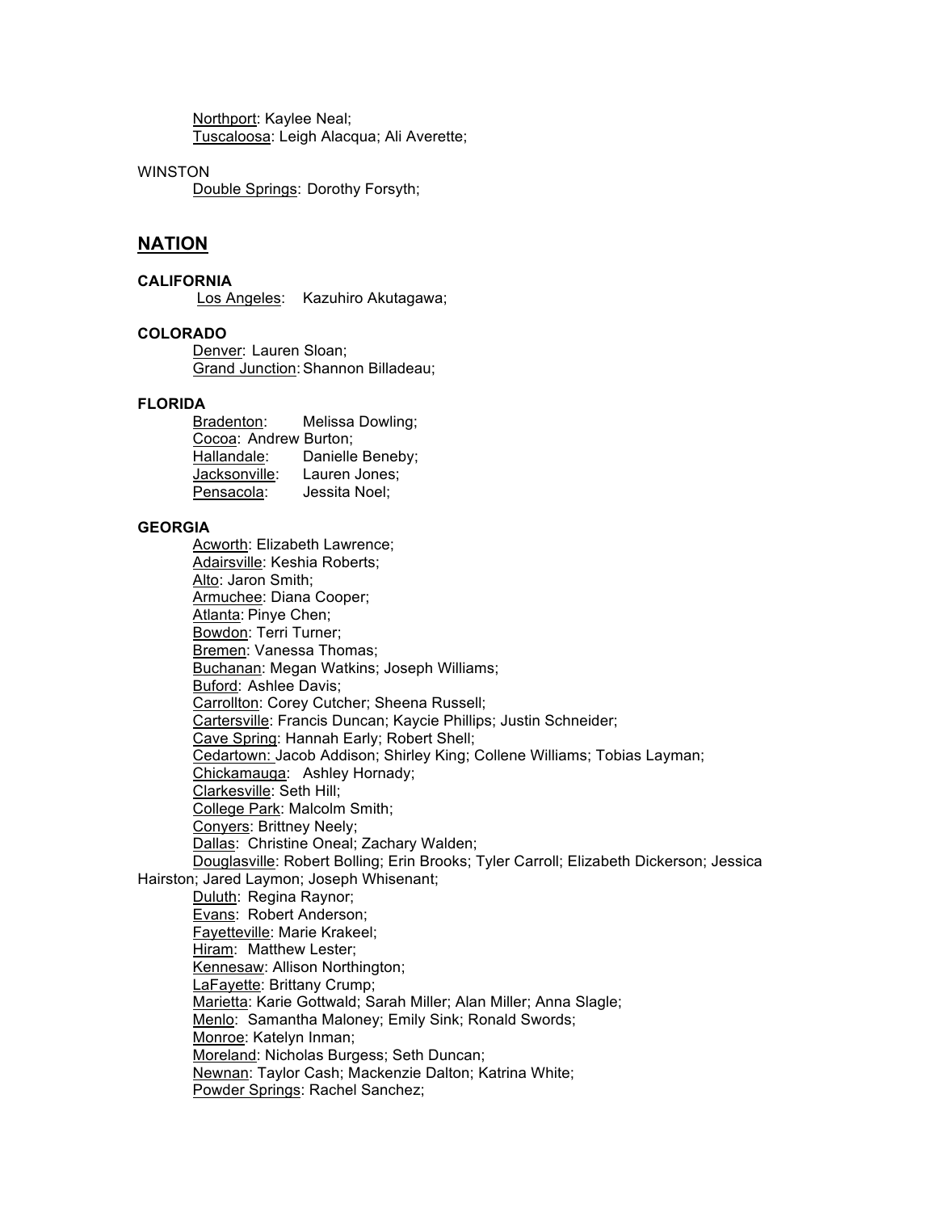Northport: Kaylee Neal;
Tuscaloosa: Leigh Alacqua; Ali Averette;

WINSTON

Double Springs: Dorothy Forsyth;

## NATION

**CALIFORNIA**

Los Angeles: Kazuhiro Akutagawa;

**COLORADO**

Denver: Lauren Sloan;
Grand Junction: Shannon Billadeau;

**FLORIDA**

Bradenton: Melissa Dowling;
Cocoa: Andrew Burton;
Hallandale: Danielle Beneby;
Jacksonville: Lauren Jones;
Pensacola: Jessita Noel;

**GEORGIA**

Acworth: Elizabeth Lawrence;
Adairsville: Keshia Roberts;
Alto: Jaron Smith;
Armuchee: Diana Cooper;
Atlanta: Pinye Chen;
Bowdon: Terri Turner;
Bremen: Vanessa Thomas;
Buchanan: Megan Watkins; Joseph Williams;
Buford: Ashlee Davis;
Carrollton: Corey Cutcher; Sheena Russell;
Cartersville: Francis Duncan; Kaycie Phillips; Justin Schneider;
Cave Spring: Hannah Early; Robert Shell;
Cedartown: Jacob Addison; Shirley King; Collene Williams; Tobias Layman;
Chickamauga: Ashley Hornady;
Clarkesville: Seth Hill;
College Park: Malcolm Smith;
Conyers: Brittney Neely;
Dallas: Christine Oneal; Zachary Walden;
Douglasville: Robert Bolling; Erin Brooks; Tyler Carroll; Elizabeth Dickerson; Jessica Hairston; Jared Laymon; Joseph Whisenant;
Duluth: Regina Raynor;
Evans: Robert Anderson;
Fayetteville: Marie Krakeel;
Hiram: Matthew Lester;
Kennesaw: Allison Northington;
LaFayette: Brittany Crump;
Marietta: Karie Gottwald; Sarah Miller; Alan Miller; Anna Slagle;
Menlo: Samantha Maloney; Emily Sink; Ronald Swords;
Monroe: Katelyn Inman;
Moreland: Nicholas Burgess; Seth Duncan;
Newnan: Taylor Cash; Mackenzie Dalton; Katrina White;
Powder Springs: Rachel Sanchez;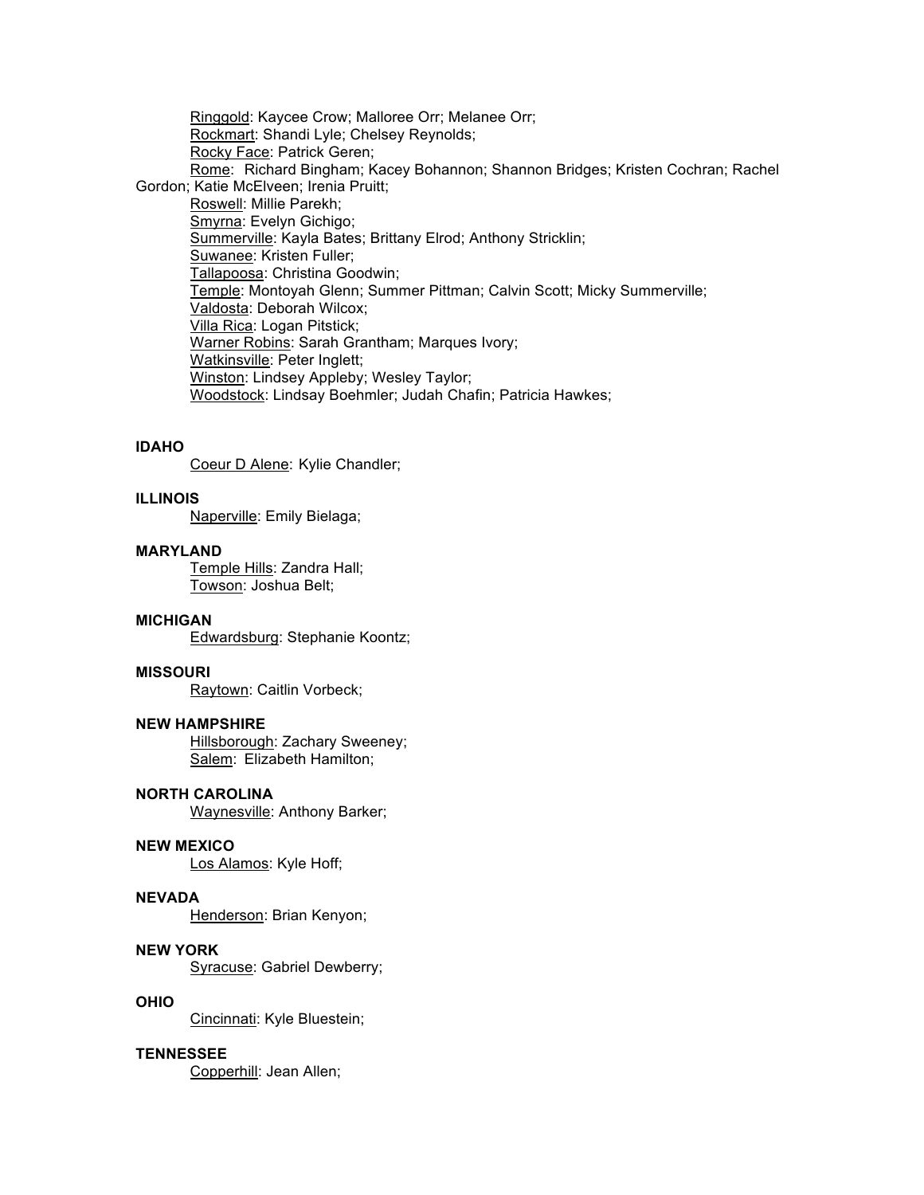Ringgold: Kaycee Crow; Malloree Orr; Melanee Orr;
Rockmart: Shandi Lyle; Chelsey Reynolds;
Rocky Face: Patrick Geren;
Rome: Richard Bingham; Kacey Bohannon; Shannon Bridges; Kristen Cochran; Rachel Gordon; Katie McElveen; Irenia Pruitt;
Roswell: Millie Parekh;
Smyrna: Evelyn Gichigo;
Summerville: Kayla Bates; Brittany Elrod; Anthony Stricklin;
Suwanee: Kristen Fuller;
Tallapoosa: Christina Goodwin;
Temple: Montoyah Glenn; Summer Pittman; Calvin Scott; Micky Summerville;
Valdosta: Deborah Wilcox;
Villa Rica: Logan Pitstick;
Warner Robins: Sarah Grantham; Marques Ivory;
Watkinsville: Peter Inglett;
Winston: Lindsey Appleby; Wesley Taylor;
Woodstock: Lindsay Boehmler; Judah Chafin; Patricia Hawkes;

**IDAHO**

Coeur D Alene: Kylie Chandler;

**ILLINOIS**

Naperville: Emily Bielaga;

**MARYLAND**

Temple Hills: Zandra Hall;
Towson: Joshua Belt;

**MICHIGAN**

Edwardsburg: Stephanie Koontz;

**MISSOURI**

Raytown: Caitlin Vorbeck;

**NEW HAMPSHIRE**

Hillsborough: Zachary Sweeney;
Salem: Elizabeth Hamilton;

**NORTH CAROLINA**

Waynesville: Anthony Barker;

**NEW MEXICO**

Los Alamos: Kyle Hoff;

**NEVADA**

Henderson: Brian Kenyon;

**NEW YORK**

Syracuse: Gabriel Dewberry;

**OHIO**

Cincinnati: Kyle Bluestein;

**TENNESSEE**

Copperhill: Jean Allen;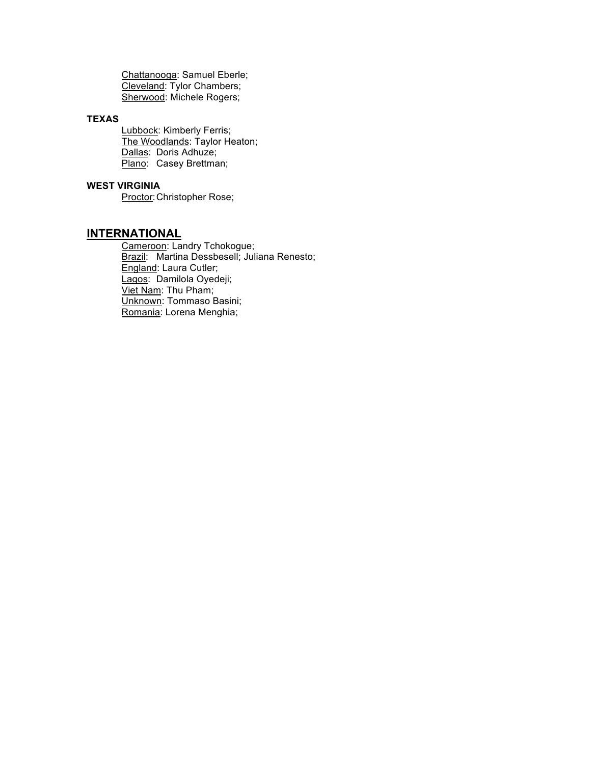Chattanooga: Samuel Eberle;
Cleveland: Tylor Chambers;
Sherwood: Michele Rogers;

**TEXAS**

Lubbock: Kimberly Ferris;
The Woodlands: Taylor Heaton;
Dallas: Doris Adhuze;
Plano: Casey Brettman;

**WEST VIRGINIA**

Proctor: Christopher Rose;

## INTERNATIONAL

Cameroon: Landry Tchokogue;
Brazil: Martina Dessbesell; Juliana Renesto;
England: Laura Cutler;
Lagos: Damilola Oyedeji;
Viet Nam: Thu Pham;
Unknown: Tommaso Basini;
Romania: Lorena Menghia;